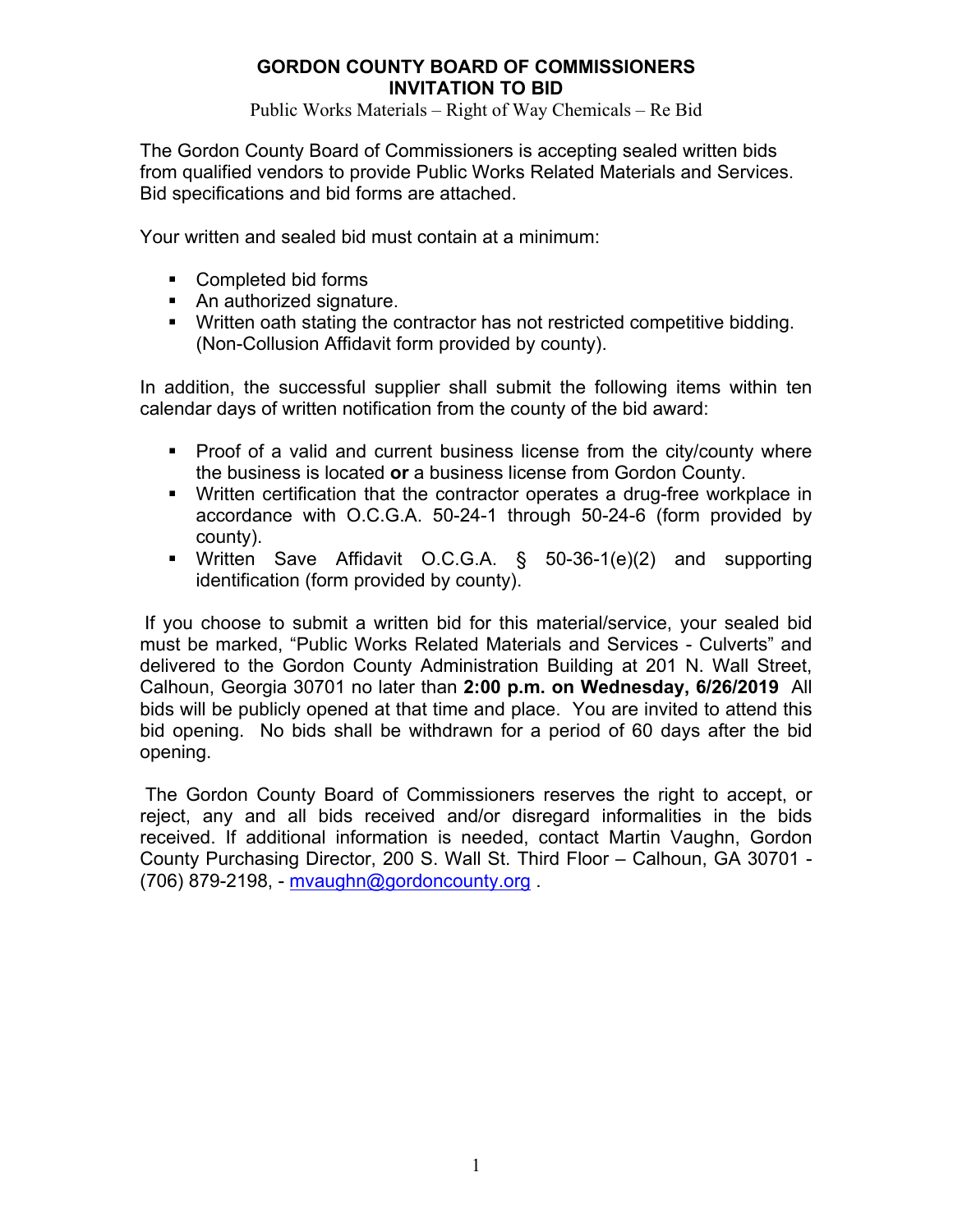# GORDON COUNTY BOARD OF COMMISSIONERS
## INVITATION TO BID

Public Works Materials – Right of Way Chemicals – Re Bid

The Gordon County Board of Commissioners is accepting sealed written bids from qualified vendors to provide Public Works Related Materials and Services. Bid specifications and bid forms are attached.

Your written and sealed bid must contain at a minimum:

- Completed bid forms
- An authorized signature.
- Written oath stating the contractor has not restricted competitive bidding. (Non-Collusion Affidavit form provided by county).

In addition, the successful supplier shall submit the following items within ten calendar days of written notification from the county of the bid award:

- Proof of a valid and current business license from the city/county where the business is located **or** a business license from Gordon County.
- Written certification that the contractor operates a drug-free workplace in accordance with O.C.G.A. 50-24-1 through 50-24-6 (form provided by county).
- Written Save Affidavit O.C.G.A. § 50-36-1(e)(2) and supporting identification (form provided by county).

If you choose to submit a written bid for this material/service, your sealed bid must be marked, "Public Works Related Materials and Services - Culverts" and delivered to the Gordon County Administration Building at 201 N. Wall Street, Calhoun, Georgia 30701 no later than **2:00 p.m. on Wednesday, 6/26/2019** All bids will be publicly opened at that time and place. You are invited to attend this bid opening. No bids shall be withdrawn for a period of 60 days after the bid opening.

The Gordon County Board of Commissioners reserves the right to accept, or reject, any and all bids received and/or disregard informalities in the bids received. If additional information is needed, contact Martin Vaughn, Gordon County Purchasing Director, 200 S. Wall St. Third Floor – Calhoun, GA 30701 - (706) 879-2198, - mvaughn@gordoncounty.org .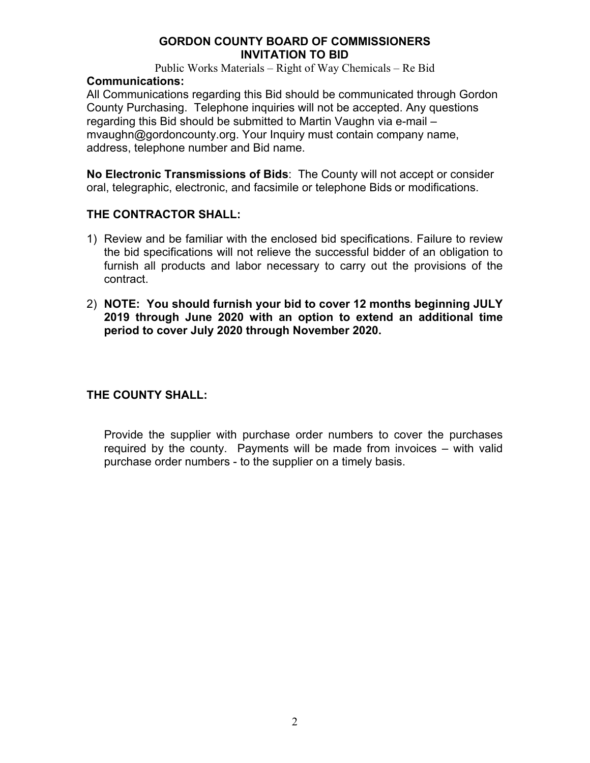# GORDON COUNTY BOARD OF COMMISSIONERS
## INVITATION TO BID

Public Works Materials – Right of Way Chemicals – Re Bid

**Communications:**

All Communications regarding this Bid should be communicated through Gordon County Purchasing. Telephone inquiries will not be accepted. Any questions regarding this Bid should be submitted to Martin Vaughn via e-mail – mvaughn@gordoncounty.org. Your Inquiry must contain company name, address, telephone number and Bid name.

**No Electronic Transmissions of Bids**: The County will not accept or consider oral, telegraphic, electronic, and facsimile or telephone Bids or modifications.

### THE CONTRACTOR SHALL:

1) Review and be familiar with the enclosed bid specifications. Failure to review the bid specifications will not relieve the successful bidder of an obligation to furnish all products and labor necessary to carry out the provisions of the contract.
2) **NOTE: You should furnish your bid to cover 12 months beginning JULY 2019 through June 2020 with an option to extend an additional time period to cover July 2020 through November 2020.**

### THE COUNTY SHALL:

Provide the supplier with purchase order numbers to cover the purchases required by the county. Payments will be made from invoices – with valid purchase order numbers - to the supplier on a timely basis.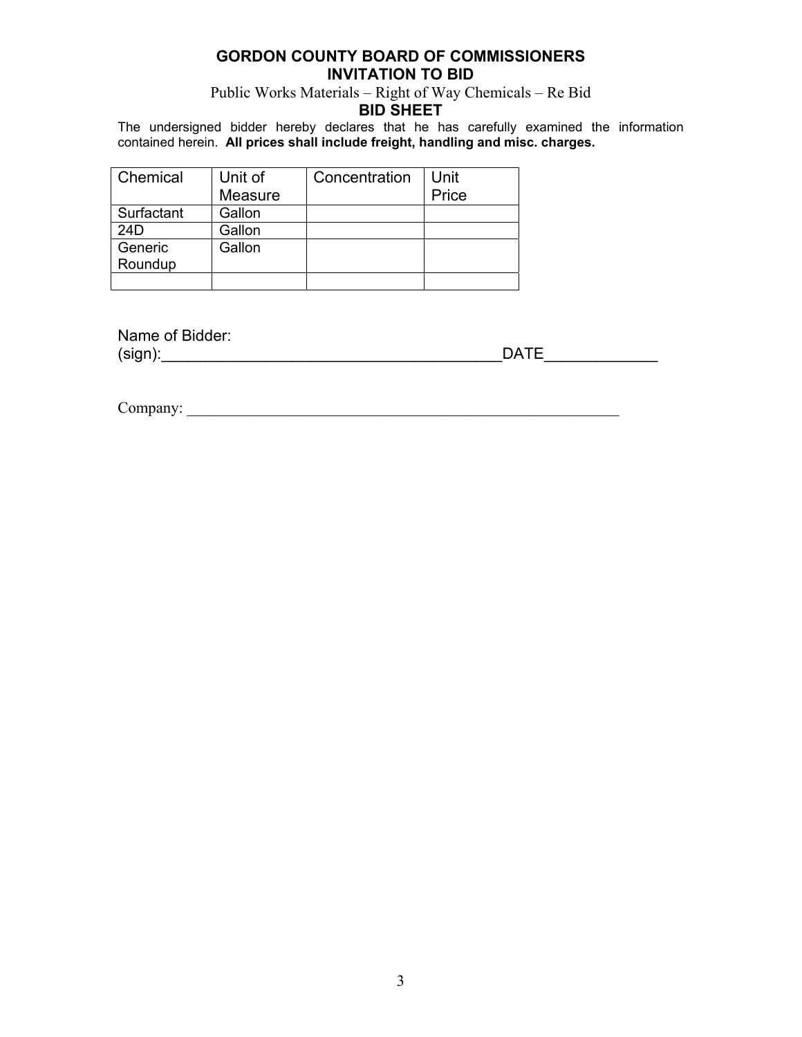**GORDON COUNTY BOARD OF COMMISSIONERS**
**INVITATION TO BID**

Public Works Materials – Right of Way Chemicals – Re Bid

**BID SHEET**

The undersigned bidder hereby declares that he has carefully examined the information contained herein. **All prices shall include freight, handling and misc. charges.**

| Chemical | Unit of Measure | Concentration | Unit Price |
|---|---|---|---|
| Surfactant | Gallon | | |
| 24D | Gallon | | |
| Generic Roundup | Gallon | | |
| | | | |

Name of Bidder:
(sign):_______________________________________DATE_____________

Company: _________________________________________________________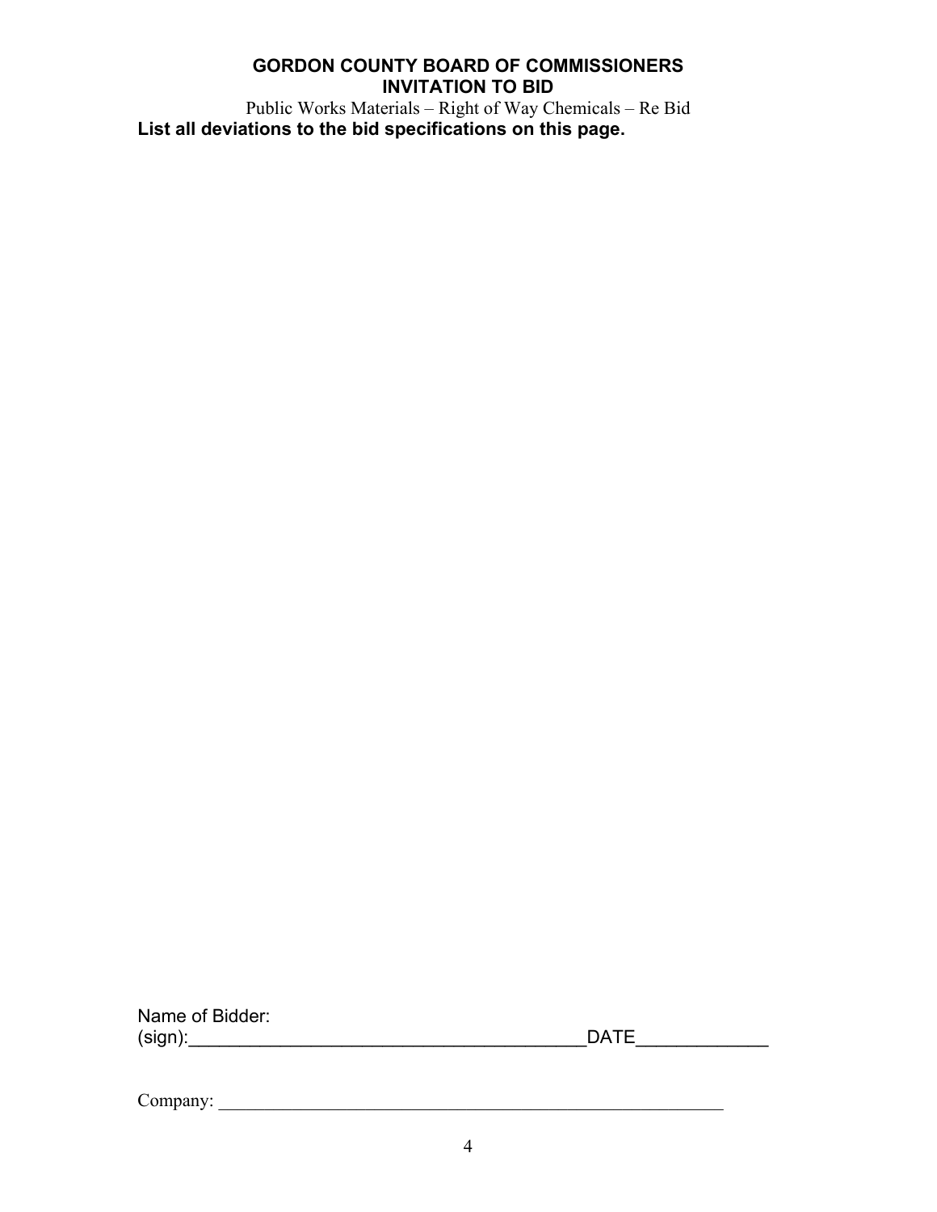**GORDON COUNTY BOARD OF COMMISSIONERS**
**INVITATION TO BID**

Public Works Materials – Right of Way Chemicals – Re Bid

**List all deviations to the bid specifications on this page.**

Name of Bidder:
(sign):________________________________________DATE_____________

Company: __________________________________________________________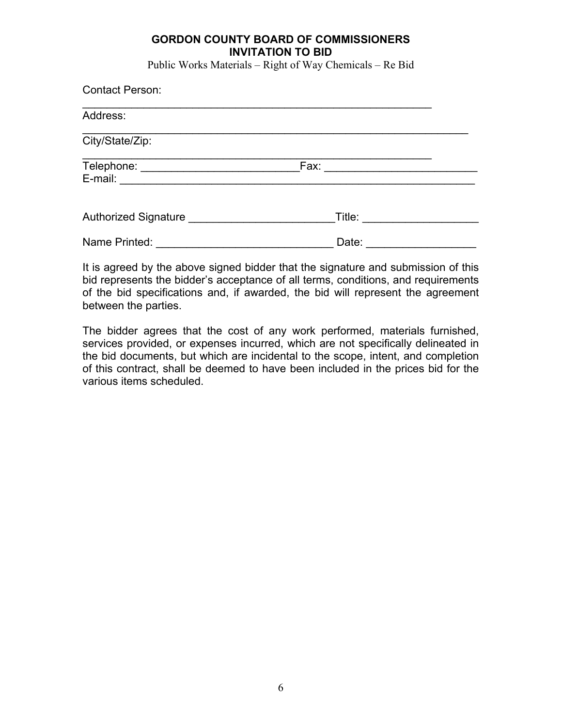**GORDON COUNTY BOARD OF COMMISSIONERS**
**INVITATION TO BID**

Public Works Materials – Right of Way Chemicals – Re Bid

Contact Person:

_____________________________________________________________

Address:

_____________________________________________________________

City/State/Zip:

_____________________________________________________________

Telephone: ___________________________Fax: __________________________

E-mail: ________________________________________________________________

Authorized Signature _________________________Title: ___________________

Name Printed: ______________________________ Date: __________________

It is agreed by the above signed bidder that the signature and submission of this bid represents the bidder's acceptance of all terms, conditions, and requirements of the bid specifications and, if awarded, the bid will represent the agreement between the parties.

The bidder agrees that the cost of any work performed, materials furnished, services provided, or expenses incurred, which are not specifically delineated in the bid documents, but which are incidental to the scope, intent, and completion of this contract, shall be deemed to have been included in the prices bid for the various items scheduled.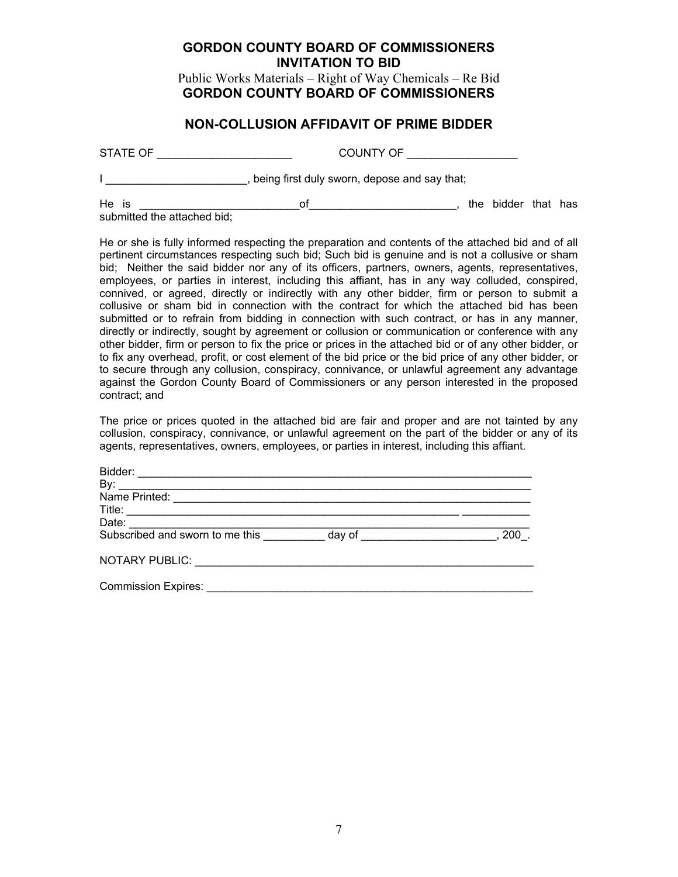**GORDON COUNTY BOARD OF COMMISSIONERS**
**INVITATION TO BID**
Public Works Materials – Right of Way Chemicals – Re Bid
**GORDON COUNTY BOARD OF COMMISSIONERS**

## NON-COLLUSION AFFIDAVIT OF PRIME BIDDER

STATE OF ______________________ COUNTY OF __________________

I ______________________, being first duly sworn, depose and say that;

He is __________________________of________________________, the bidder that has submitted the attached bid;

He or she is fully informed respecting the preparation and contents of the attached bid and of all pertinent circumstances respecting such bid; Such bid is genuine and is not a collusive or sham bid; Neither the said bidder nor any of its officers, partners, owners, agents, representatives, employees, or parties in interest, including this affiant, has in any way colluded, conspired, connived, or agreed, directly or indirectly with any other bidder, firm or person to submit a collusive or sham bid in connection with the contract for which the attached bid has been submitted or to refrain from bidding in connection with such contract, or has in any manner, directly or indirectly, sought by agreement or collusion or communication or conference with any other bidder, firm or person to fix the price or prices in the attached bid or of any other bidder, or to fix any overhead, profit, or cost element of the bid price or the bid price of any other bidder, or to secure through any collusion, conspiracy, connivance, or unlawful agreement any advantage against the Gordon County Board of Commissioners or any person interested in the proposed contract; and

The price or prices quoted in the attached bid are fair and proper and are not tainted by any collusion, conspiracy, connivance, or unlawful agreement on the part of the bidder or any of its agents, representatives, owners, employees, or parties in interest, including this affiant.

Bidder: ________________________________________________________________
By: ___________________________________________________________________
Name Printed: ___________________________________________________________
Title: ___________________________________________________ ___________
Date: __________________________________________________________________
Subscribed and sworn to me this __________ day of ______________________, 200_.

NOTARY PUBLIC: _________________________________________________________

Commission Expires: ______________________________________________________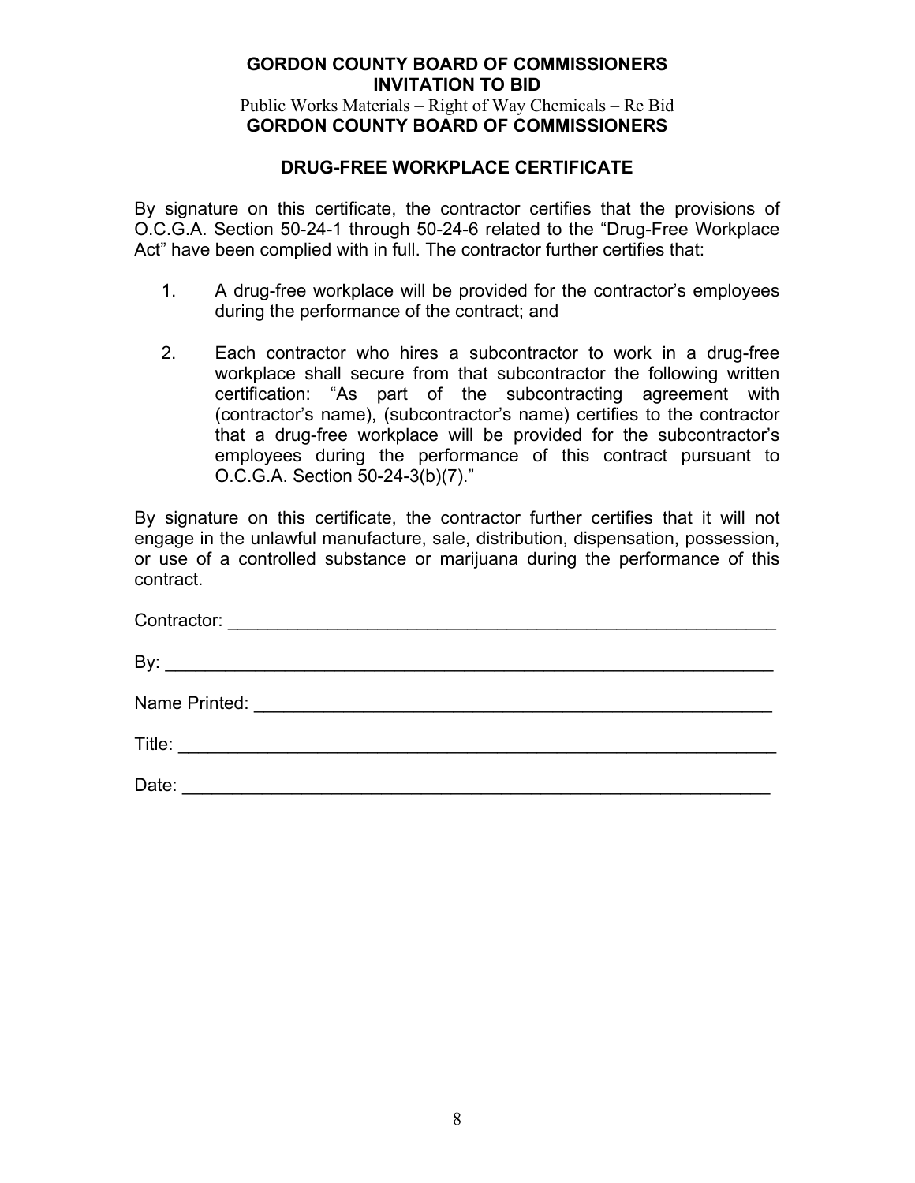**GORDON COUNTY BOARD OF COMMISSIONERS**
**INVITATION TO BID**
Public Works Materials – Right of Way Chemicals – Re Bid
**GORDON COUNTY BOARD OF COMMISSIONERS**

## DRUG-FREE WORKPLACE CERTIFICATE

By signature on this certificate, the contractor certifies that the provisions of O.C.G.A. Section 50-24-1 through 50-24-6 related to the "Drug-Free Workplace Act" have been complied with in full. The contractor further certifies that:

1. A drug-free workplace will be provided for the contractor's employees during the performance of the contract; and

2. Each contractor who hires a subcontractor to work in a drug-free workplace shall secure from that subcontractor the following written certification: "As part of the subcontracting agreement with (contractor's name), (subcontractor's name) certifies to the contractor that a drug-free workplace will be provided for the subcontractor's employees during the performance of this contract pursuant to O.C.G.A. Section 50-24-3(b)(7)."

By signature on this certificate, the contractor further certifies that it will not engage in the unlawful manufacture, sale, distribution, dispensation, possession, or use of a controlled substance or marijuana during the performance of this contract.

Contractor: ______________________________________________________

By: ____________________________________________________________

Name Printed: ___________________________________________________

Title: ___________________________________________________________

Date: ___________________________________________________________